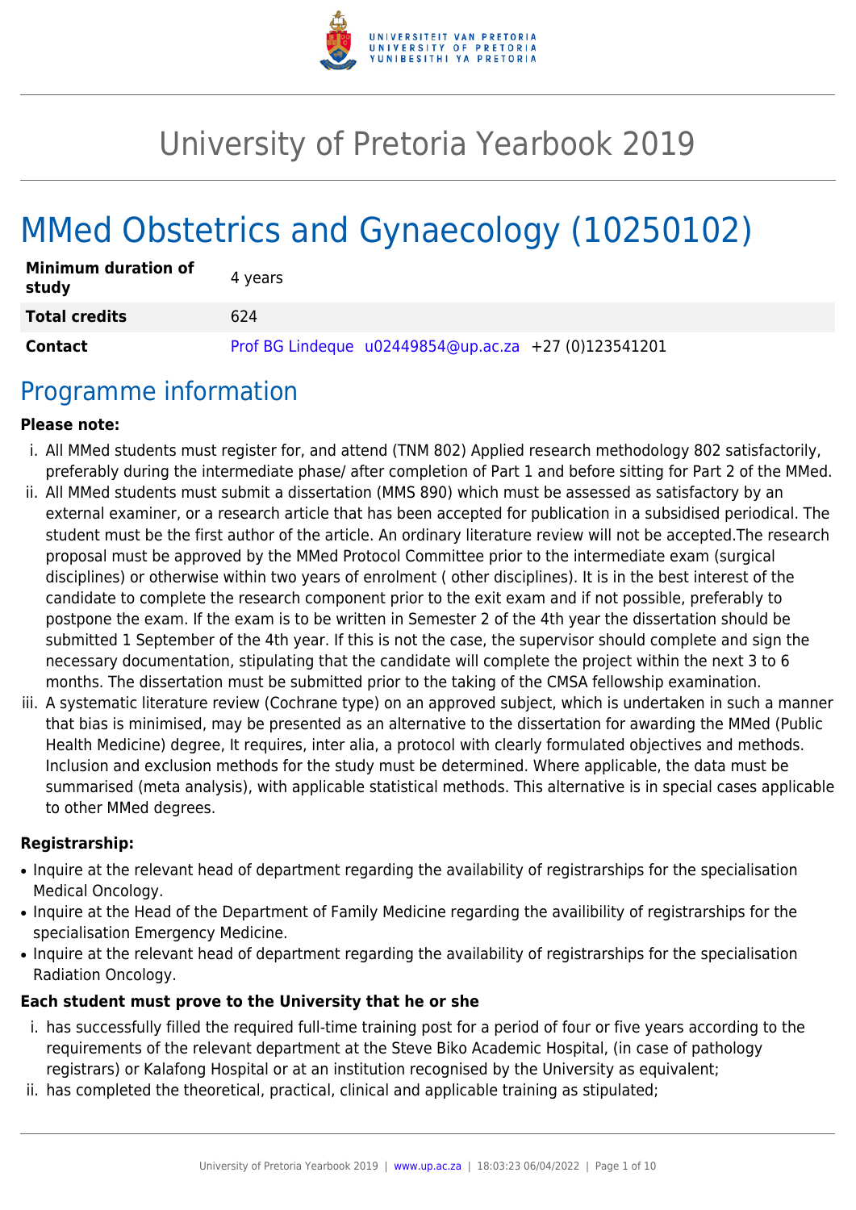# University of Pretoria Yearbook 2019

# MMed Obstetrics and Gynaecology (10250102)

| | |
|---|---|
| **Minimum duration of study** | 4 years |
| **Total credits** | 624 |
| **Contact** | Prof BG Lindeque u02449854@up.ac.za +27 (0)123541201 |

## Programme information

**Please note:**

i. All MMed students must register for, and attend (TNM 802) Applied research methodology 802 satisfactorily, preferably during the intermediate phase/ after completion of Part 1 and before sitting for Part 2 of the MMed.

ii. All MMed students must submit a dissertation (MMS 890) which must be assessed as satisfactory by an external examiner, or a research article that has been accepted for publication in a subsidised periodical. The student must be the first author of the article. An ordinary literature review will not be accepted.The research proposal must be approved by the MMed Protocol Committee prior to the intermediate exam (surgical disciplines) or otherwise within two years of enrolment ( other disciplines). It is in the best interest of the candidate to complete the research component prior to the exit exam and if not possible, preferably to postpone the exam. If the exam is to be written in Semester 2 of the 4th year the dissertation should be submitted 1 September of the 4th year. If this is not the case, the supervisor should complete and sign the necessary documentation, stipulating that the candidate will complete the project within the next 3 to 6 months. The dissertation must be submitted prior to the taking of the CMSA fellowship examination.

iii. A systematic literature review (Cochrane type) on an approved subject, which is undertaken in such a manner that bias is minimised, may be presented as an alternative to the dissertation for awarding the MMed (Public Health Medicine) degree, It requires, inter alia, a protocol with clearly formulated objectives and methods. Inclusion and exclusion methods for the study must be determined. Where applicable, the data must be summarised (meta analysis), with applicable statistical methods. This alternative is in special cases applicable to other MMed degrees.

**Registrarship:**

- Inquire at the relevant head of department regarding the availability of registrarships for the specialisation Medical Oncology.
- Inquire at the Head of the Department of Family Medicine regarding the availibility of registrarships for the specialisation Emergency Medicine.
- Inquire at the relevant head of department regarding the availability of registrarships for the specialisation Radiation Oncology.

**Each student must prove to the University that he or she**

i. has successfully filled the required full-time training post for a period of four or five years according to the requirements of the relevant department at the Steve Biko Academic Hospital, (in case of pathology registrars) or Kalafong Hospital or at an institution recognised by the University as equivalent;

ii. has completed the theoretical, practical, clinical and applicable training as stipulated;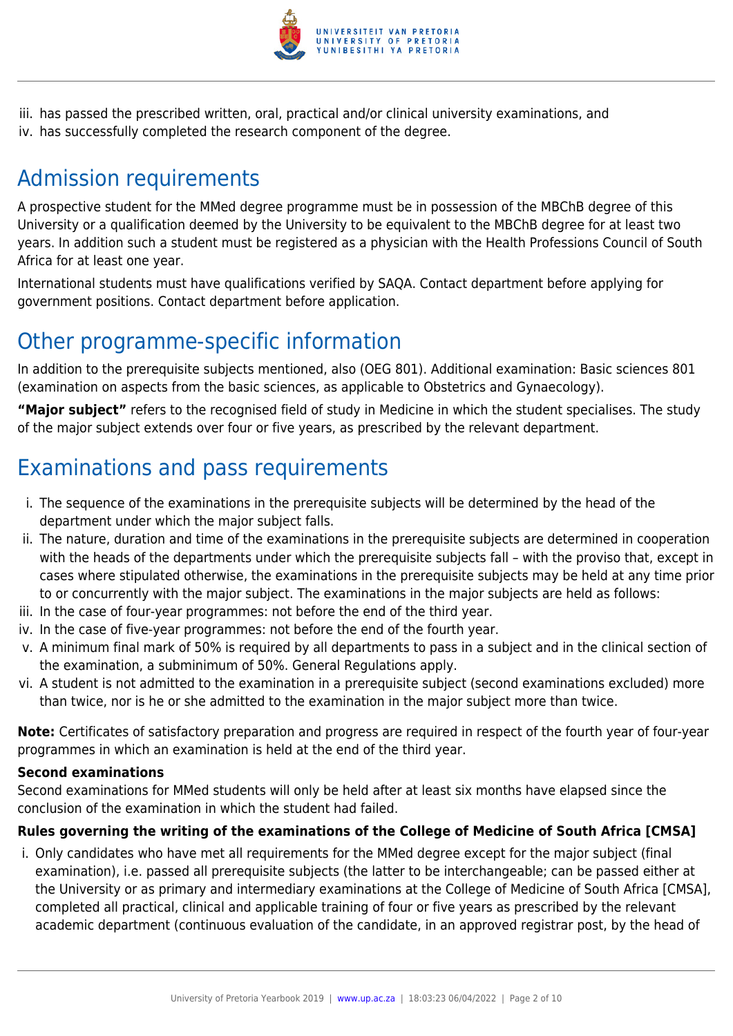iii. has passed the prescribed written, oral, practical and/or clinical university examinations, and
iv. has successfully completed the research component of the degree.

## Admission requirements

A prospective student for the MMed degree programme must be in possession of the MBChB degree of this University or a qualification deemed by the University to be equivalent to the MBChB degree for at least two years. In addition such a student must be registered as a physician with the Health Professions Council of South Africa for at least one year.

International students must have qualifications verified by SAQA. Contact department before applying for government positions. Contact department before application.

## Other programme-specific information

In addition to the prerequisite subjects mentioned, also (OEG 801). Additional examination: Basic sciences 801 (examination on aspects from the basic sciences, as applicable to Obstetrics and Gynaecology).

**"Major subject"** refers to the recognised field of study in Medicine in which the student specialises. The study of the major subject extends over four or five years, as prescribed by the relevant department.

## Examinations and pass requirements

i. The sequence of the examinations in the prerequisite subjects will be determined by the head of the department under which the major subject falls.
ii. The nature, duration and time of the examinations in the prerequisite subjects are determined in cooperation with the heads of the departments under which the prerequisite subjects fall – with the proviso that, except in cases where stipulated otherwise, the examinations in the prerequisite subjects may be held at any time prior to or concurrently with the major subject. The examinations in the major subjects are held as follows:
iii. In the case of four-year programmes: not before the end of the third year.
iv. In the case of five-year programmes: not before the end of the fourth year.
v. A minimum final mark of 50% is required by all departments to pass in a subject and in the clinical section of the examination, a subminimum of 50%. General Regulations apply.
vi. A student is not admitted to the examination in a prerequisite subject (second examinations excluded) more than twice, nor is he or she admitted to the examination in the major subject more than twice.

**Note:** Certificates of satisfactory preparation and progress are required in respect of the fourth year of four-year programmes in which an examination is held at the end of the third year.

**Second examinations**

Second examinations for MMed students will only be held after at least six months have elapsed since the conclusion of the examination in which the student had failed.

**Rules governing the writing of the examinations of the College of Medicine of South Africa [CMSA]**

i. Only candidates who have met all requirements for the MMed degree except for the major subject (final examination), i.e. passed all prerequisite subjects (the latter to be interchangeable; can be passed either at the University or as primary and intermediary examinations at the College of Medicine of South Africa [CMSA], completed all practical, clinical and applicable training of four or five years as prescribed by the relevant academic department (continuous evaluation of the candidate, in an approved registrar post, by the head of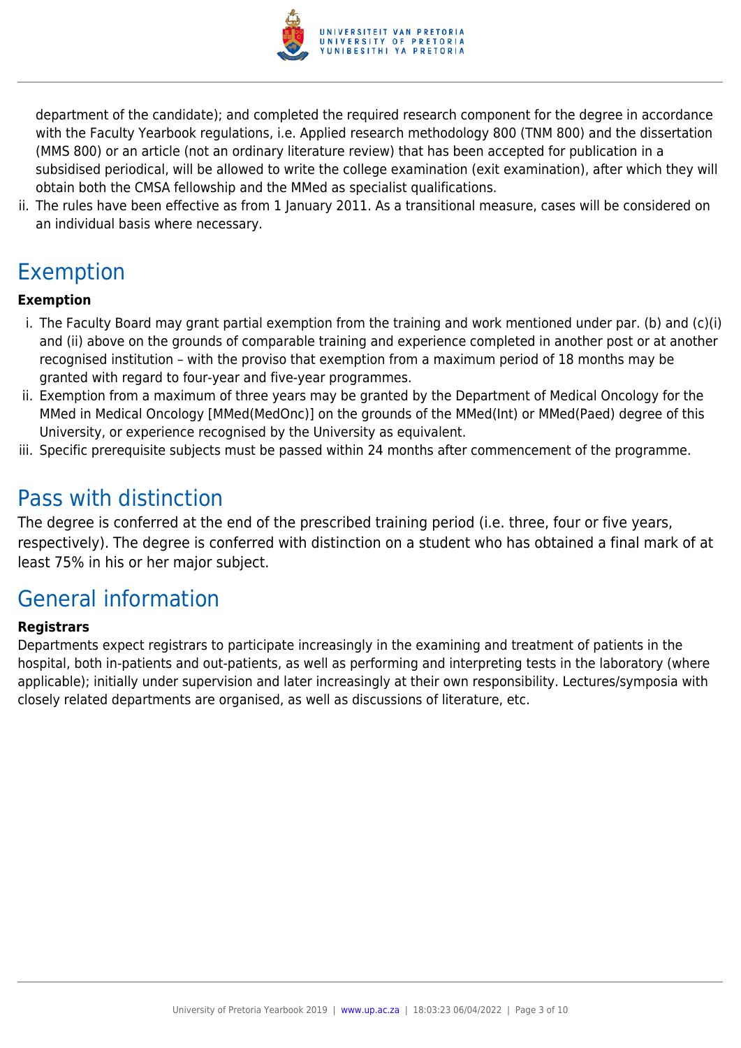department of the candidate); and completed the required research component for the degree in accordance with the Faculty Yearbook regulations, i.e. Applied research methodology 800 (TNM 800) and the dissertation (MMS 800) or an article (not an ordinary literature review) that has been accepted for publication in a subsidised periodical, will be allowed to write the college examination (exit examination), after which they will obtain both the CMSA fellowship and the MMed as specialist qualifications.

ii. The rules have been effective as from 1 January 2011. As a transitional measure, cases will be considered on an individual basis where necessary.

## Exemption

**Exemption**

i. The Faculty Board may grant partial exemption from the training and work mentioned under par. (b) and (c)(i) and (ii) above on the grounds of comparable training and experience completed in another post or at another recognised institution – with the proviso that exemption from a maximum period of 18 months may be granted with regard to four-year and five-year programmes.
ii. Exemption from a maximum of three years may be granted by the Department of Medical Oncology for the MMed in Medical Oncology [MMed(MedOnc)] on the grounds of the MMed(Int) or MMed(Paed) degree of this University, or experience recognised by the University as equivalent.
iii. Specific prerequisite subjects must be passed within 24 months after commencement of the programme.

## Pass with distinction

The degree is conferred at the end of the prescribed training period (i.e. three, four or five years, respectively). The degree is conferred with distinction on a student who has obtained a final mark of at least 75% in his or her major subject.

## General information

**Registrars**

Departments expect registrars to participate increasingly in the examining and treatment of patients in the hospital, both in-patients and out-patients, as well as performing and interpreting tests in the laboratory (where applicable); initially under supervision and later increasingly at their own responsibility. Lectures/symposia with closely related departments are organised, as well as discussions of literature, etc.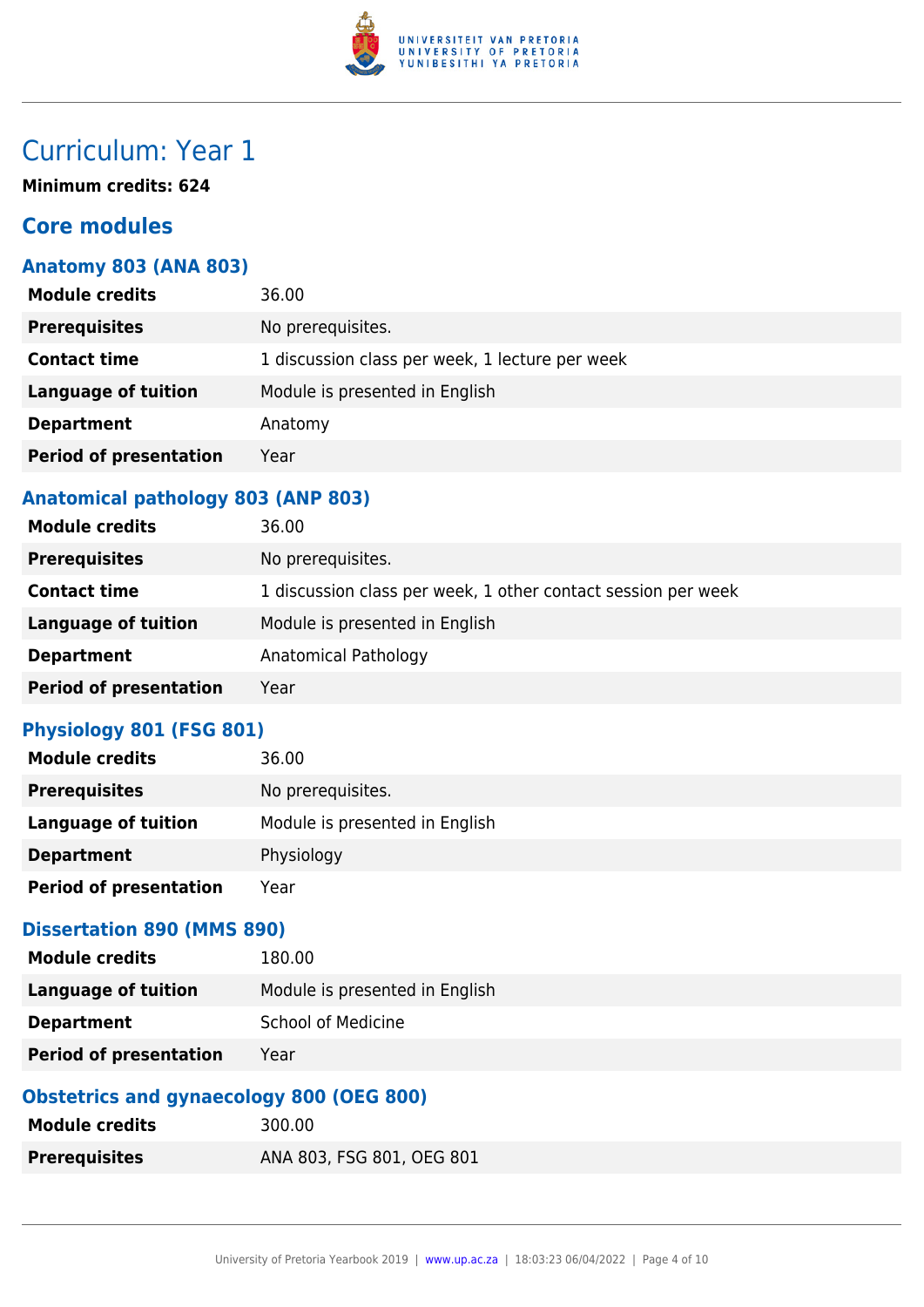# Curriculum: Year 1

**Minimum credits: 624**

## Core modules

### Anatomy 803 (ANA 803)

| | |
|---|---|
| **Module credits** | 36.00 |
| **Prerequisites** | No prerequisites. |
| **Contact time** | 1 discussion class per week, 1 lecture per week |
| **Language of tuition** | Module is presented in English |
| **Department** | Anatomy |
| **Period of presentation** | Year |

### Anatomical pathology 803 (ANP 803)

| | |
|---|---|
| **Module credits** | 36.00 |
| **Prerequisites** | No prerequisites. |
| **Contact time** | 1 discussion class per week, 1 other contact session per week |
| **Language of tuition** | Module is presented in English |
| **Department** | Anatomical Pathology |
| **Period of presentation** | Year |

### Physiology 801 (FSG 801)

| | |
|---|---|
| **Module credits** | 36.00 |
| **Prerequisites** | No prerequisites. |
| **Language of tuition** | Module is presented in English |
| **Department** | Physiology |
| **Period of presentation** | Year |

### Dissertation 890 (MMS 890)

| | |
|---|---|
| **Module credits** | 180.00 |
| **Language of tuition** | Module is presented in English |
| **Department** | School of Medicine |
| **Period of presentation** | Year |

### Obstetrics and gynaecology 800 (OEG 800)

| | |
|---|---|
| **Module credits** | 300.00 |
| **Prerequisites** | ANA 803, FSG 801, OEG 801 |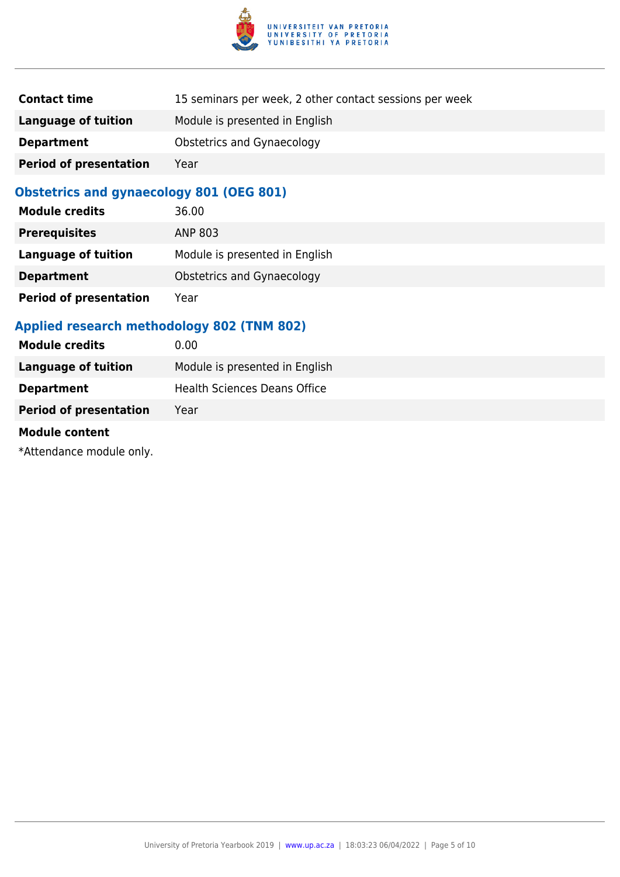| | |
|---|---|
| **Contact time** | 15 seminars per week, 2 other contact sessions per week |
| **Language of tuition** | Module is presented in English |
| **Department** | Obstetrics and Gynaecology |
| **Period of presentation** | Year |

### Obstetrics and gynaecology 801 (OEG 801)

| | |
|---|---|
| **Module credits** | 36.00 |
| **Prerequisites** | ANP 803 |
| **Language of tuition** | Module is presented in English |
| **Department** | Obstetrics and Gynaecology |
| **Period of presentation** | Year |

### Applied research methodology 802 (TNM 802)

| | |
|---|---|
| **Module credits** | 0.00 |
| **Language of tuition** | Module is presented in English |
| **Department** | Health Sciences Deans Office |
| **Period of presentation** | Year |

**Module content**

*Attendance module only.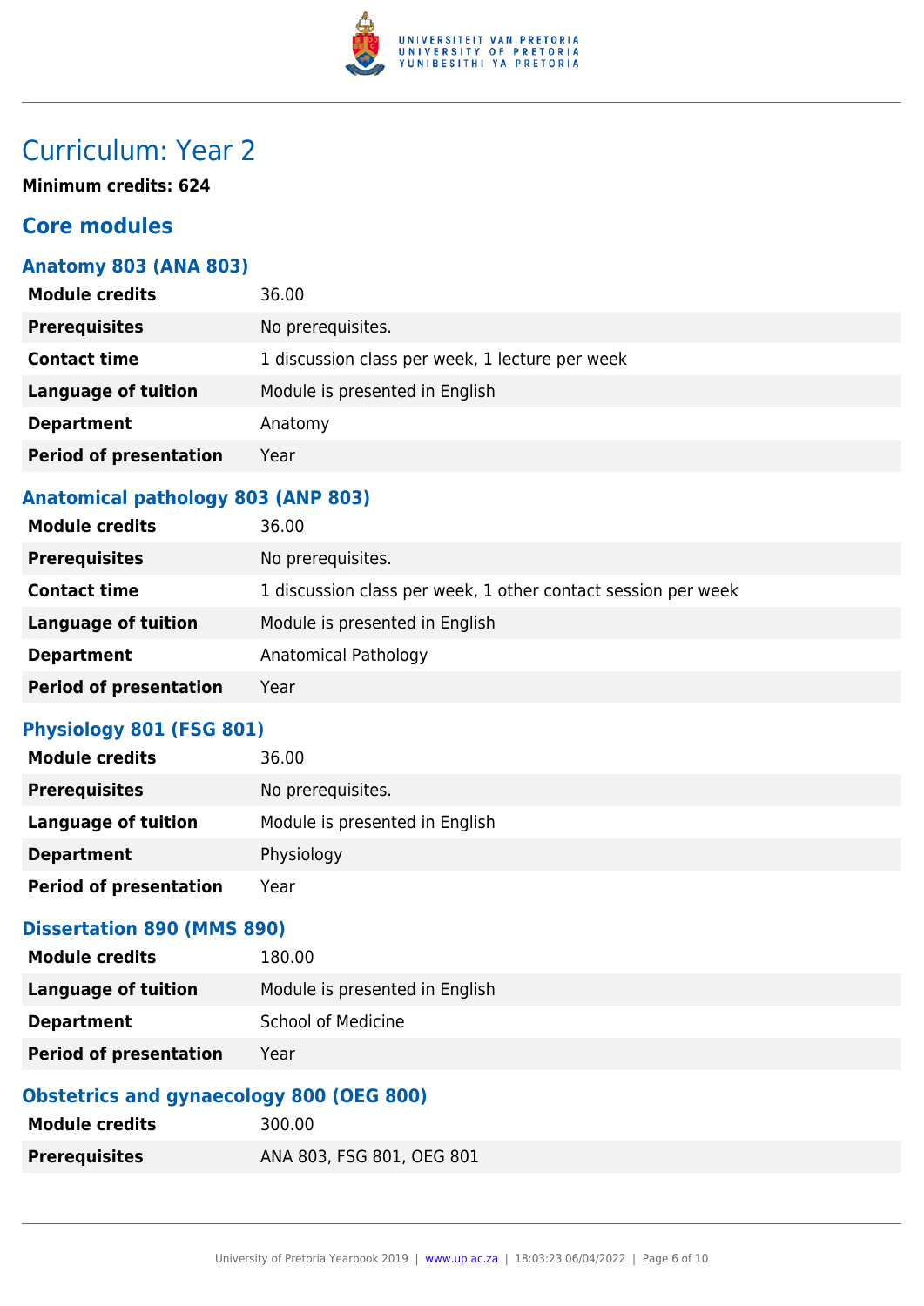# Curriculum: Year 2

**Minimum credits: 624**

## Core modules

### Anatomy 803 (ANA 803)

| | |
|---|---|
| **Module credits** | 36.00 |
| **Prerequisites** | No prerequisites. |
| **Contact time** | 1 discussion class per week, 1 lecture per week |
| **Language of tuition** | Module is presented in English |
| **Department** | Anatomy |
| **Period of presentation** | Year |

### Anatomical pathology 803 (ANP 803)

| | |
|---|---|
| **Module credits** | 36.00 |
| **Prerequisites** | No prerequisites. |
| **Contact time** | 1 discussion class per week, 1 other contact session per week |
| **Language of tuition** | Module is presented in English |
| **Department** | Anatomical Pathology |
| **Period of presentation** | Year |

### Physiology 801 (FSG 801)

| | |
|---|---|
| **Module credits** | 36.00 |
| **Prerequisites** | No prerequisites. |
| **Language of tuition** | Module is presented in English |
| **Department** | Physiology |
| **Period of presentation** | Year |

### Dissertation 890 (MMS 890)

| | |
|---|---|
| **Module credits** | 180.00 |
| **Language of tuition** | Module is presented in English |
| **Department** | School of Medicine |
| **Period of presentation** | Year |

### Obstetrics and gynaecology 800 (OEG 800)

| | |
|---|---|
| **Module credits** | 300.00 |
| **Prerequisites** | ANA 803, FSG 801, OEG 801 |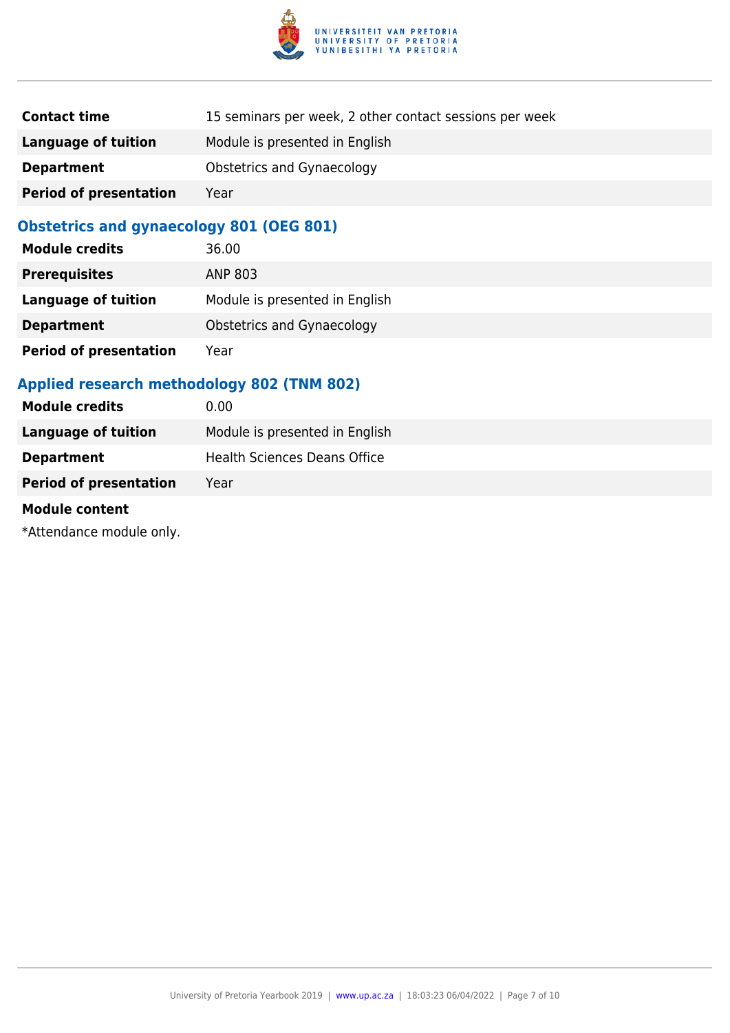| | |
|---|---|
| **Contact time** | 15 seminars per week, 2 other contact sessions per week |
| **Language of tuition** | Module is presented in English |
| **Department** | Obstetrics and Gynaecology |
| **Period of presentation** | Year |

### Obstetrics and gynaecology 801 (OEG 801)

| | |
|---|---|
| **Module credits** | 36.00 |
| **Prerequisites** | ANP 803 |
| **Language of tuition** | Module is presented in English |
| **Department** | Obstetrics and Gynaecology |
| **Period of presentation** | Year |

### Applied research methodology 802 (TNM 802)

| | |
|---|---|
| **Module credits** | 0.00 |
| **Language of tuition** | Module is presented in English |
| **Department** | Health Sciences Deans Office |
| **Period of presentation** | Year |

**Module content**

*Attendance module only.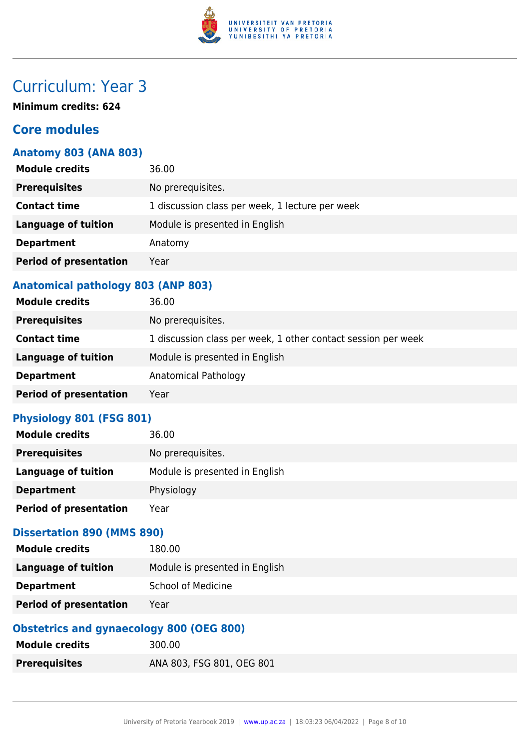# Curriculum: Year 3

**Minimum credits: 624**

## Core modules

### Anatomy 803 (ANA 803)

| | |
|---|---|
| **Module credits** | 36.00 |
| **Prerequisites** | No prerequisites. |
| **Contact time** | 1 discussion class per week, 1 lecture per week |
| **Language of tuition** | Module is presented in English |
| **Department** | Anatomy |
| **Period of presentation** | Year |

### Anatomical pathology 803 (ANP 803)

| | |
|---|---|
| **Module credits** | 36.00 |
| **Prerequisites** | No prerequisites. |
| **Contact time** | 1 discussion class per week, 1 other contact session per week |
| **Language of tuition** | Module is presented in English |
| **Department** | Anatomical Pathology |
| **Period of presentation** | Year |

### Physiology 801 (FSG 801)

| | |
|---|---|
| **Module credits** | 36.00 |
| **Prerequisites** | No prerequisites. |
| **Language of tuition** | Module is presented in English |
| **Department** | Physiology |
| **Period of presentation** | Year |

### Dissertation 890 (MMS 890)

| | |
|---|---|
| **Module credits** | 180.00 |
| **Language of tuition** | Module is presented in English |
| **Department** | School of Medicine |
| **Period of presentation** | Year |

### Obstetrics and gynaecology 800 (OEG 800)

| | |
|---|---|
| **Module credits** | 300.00 |
| **Prerequisites** | ANA 803, FSG 801, OEG 801 |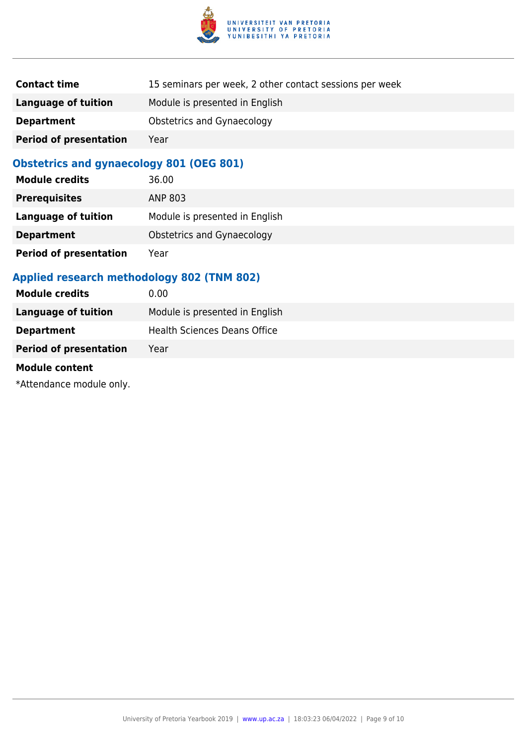| | |
|---|---|
| **Contact time** | 15 seminars per week, 2 other contact sessions per week |
| **Language of tuition** | Module is presented in English |
| **Department** | Obstetrics and Gynaecology |
| **Period of presentation** | Year |

### Obstetrics and gynaecology 801 (OEG 801)

| | |
|---|---|
| **Module credits** | 36.00 |
| **Prerequisites** | ANP 803 |
| **Language of tuition** | Module is presented in English |
| **Department** | Obstetrics and Gynaecology |
| **Period of presentation** | Year |

### Applied research methodology 802 (TNM 802)

| | |
|---|---|
| **Module credits** | 0.00 |
| **Language of tuition** | Module is presented in English |
| **Department** | Health Sciences Deans Office |
| **Period of presentation** | Year |

**Module content**

*Attendance module only.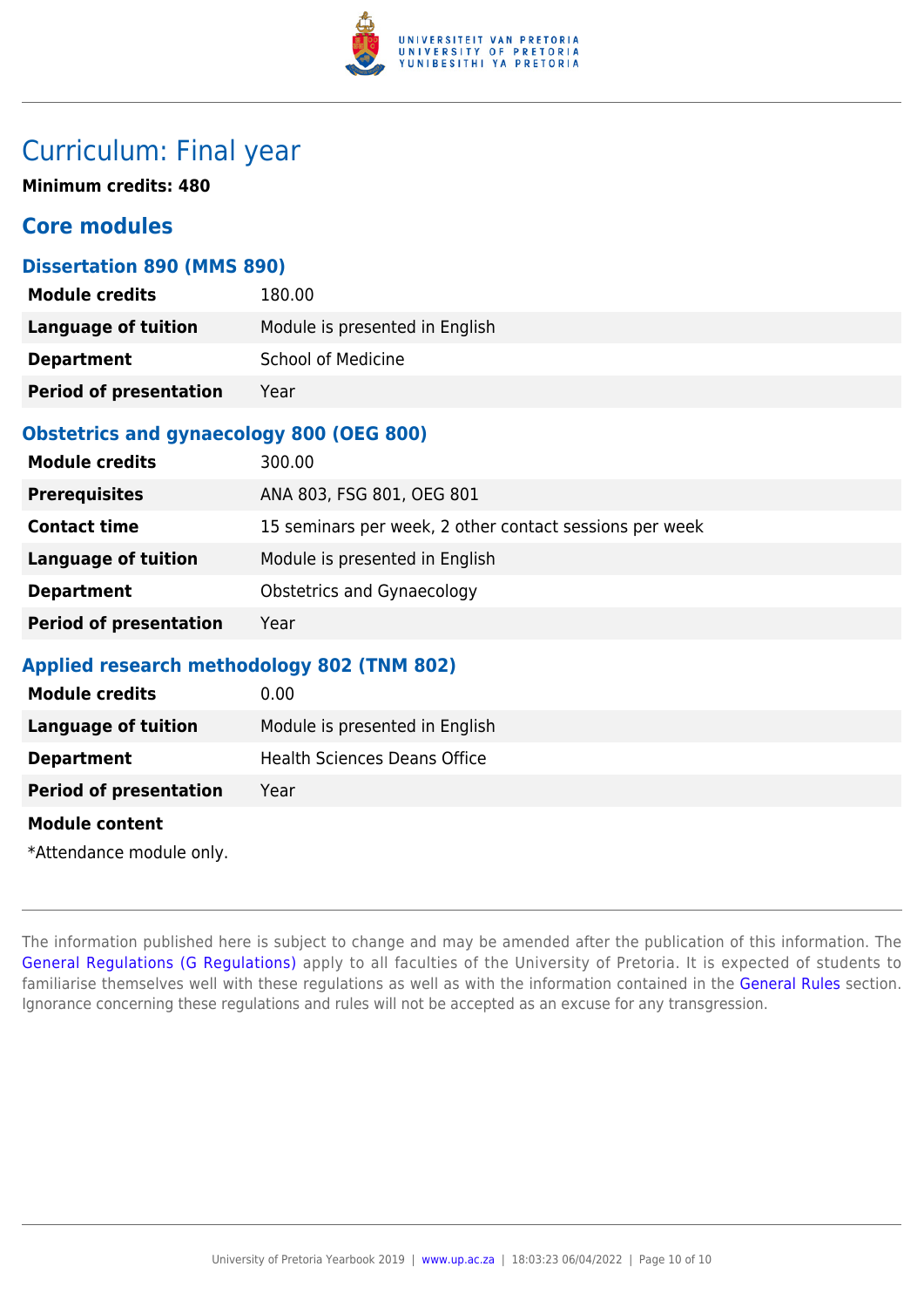# Curriculum: Final year

**Minimum credits: 480**

## Core modules

### Dissertation 890 (MMS 890)

| | |
|---|---|
| **Module credits** | 180.00 |
| **Language of tuition** | Module is presented in English |
| **Department** | School of Medicine |
| **Period of presentation** | Year |

### Obstetrics and gynaecology 800 (OEG 800)

| | |
|---|---|
| **Module credits** | 300.00 |
| **Prerequisites** | ANA 803, FSG 801, OEG 801 |
| **Contact time** | 15 seminars per week, 2 other contact sessions per week |
| **Language of tuition** | Module is presented in English |
| **Department** | Obstetrics and Gynaecology |
| **Period of presentation** | Year |

### Applied research methodology 802 (TNM 802)

| | |
|---|---|
| **Module credits** | 0.00 |
| **Language of tuition** | Module is presented in English |
| **Department** | Health Sciences Deans Office |
| **Period of presentation** | Year |

**Module content**

*Attendance module only.

The information published here is subject to change and may be amended after the publication of this information. The General Regulations (G Regulations) apply to all faculties of the University of Pretoria. It is expected of students to familiarise themselves well with these regulations as well as with the information contained in the General Rules section. Ignorance concerning these regulations and rules will not be accepted as an excuse for any transgression.